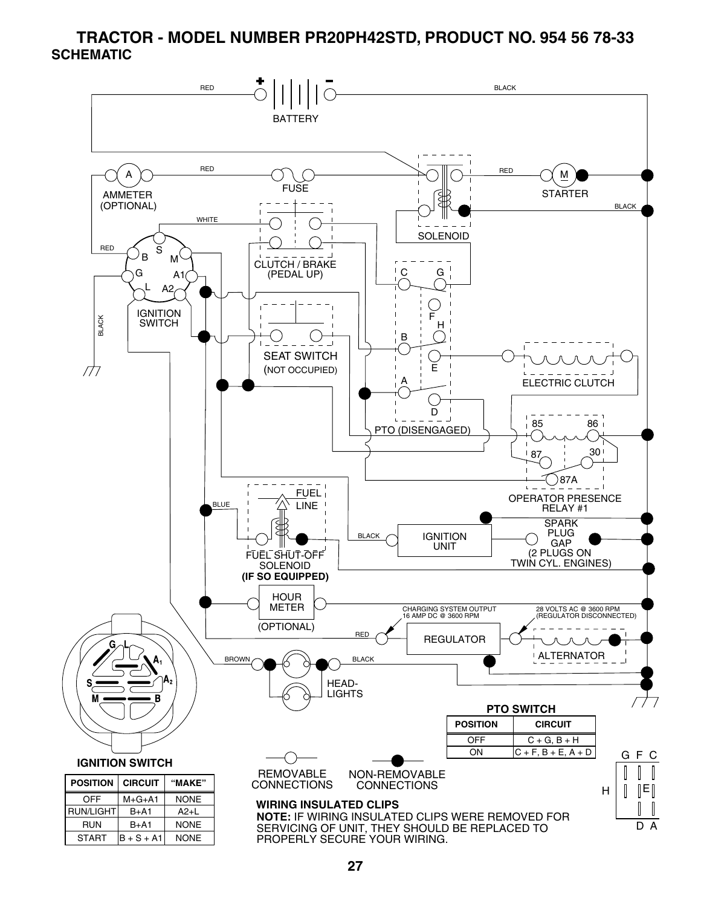# TRACTOR - MODEL NUMBER PR20PH42STD, PRODUCT NO. 954 56 78-33

## SCHEMATIC

RED BATTERY BLACK

AMMETER (OPTIONAL) RED FUSE RED STARTER BLACK

WHITE SOLENOID

RED CLUTCH / BRAKE (PEDAL UP)

IGNITION SWITCH

BLACK

SEAT SWITCH (NOT OCCUPIED)

ELECTRIC CLUTCH

PTO (DISENGAGED)

OPERATOR PRESENCE RELAY #1

BLUE FUEL LINE

BLACK IGNITION UNIT SPARK PLUG GAP (2 PLUGS ON TWIN CYL. ENGINES)

FUEL SHUT-OFF SOLENOID **(IF SO EQUIPPED)**

HOUR METER (OPTIONAL)

CHARGING SYSTEM OUTPUT 16 AMP DC @ 3600 RPM

28 VOLTS AC @ 3600 RPM (REGULATOR DISCONNECTED)

RED REGULATOR ALTERNATOR

BROWN BLACK HEAD-LIGHTS

**IGNITION SWITCH**

| POSITION | CIRCUIT | "MAKE" |
|---|---|---|
| OFF | M+G+A1 | NONE |
| RUN/LIGHT | B+A1 | A2+L |
| RUN | B+A1 | NONE |
| START | B + S + A1 | NONE |

REMOVABLE CONNECTIONS

NON-REMOVABLE CONNECTIONS

**PTO SWITCH**

| POSITION | CIRCUIT |
|---|---|
| OFF | C + G, B + H |
| ON | C + F, B + E, A + D |

**WIRING INSULATED CLIPS**

**NOTE:** IF WIRING INSULATED CLIPS WERE REMOVED FOR SERVICING OF UNIT, THEY SHOULD BE REPLACED TO PROPERLY SECURE YOUR WIRING.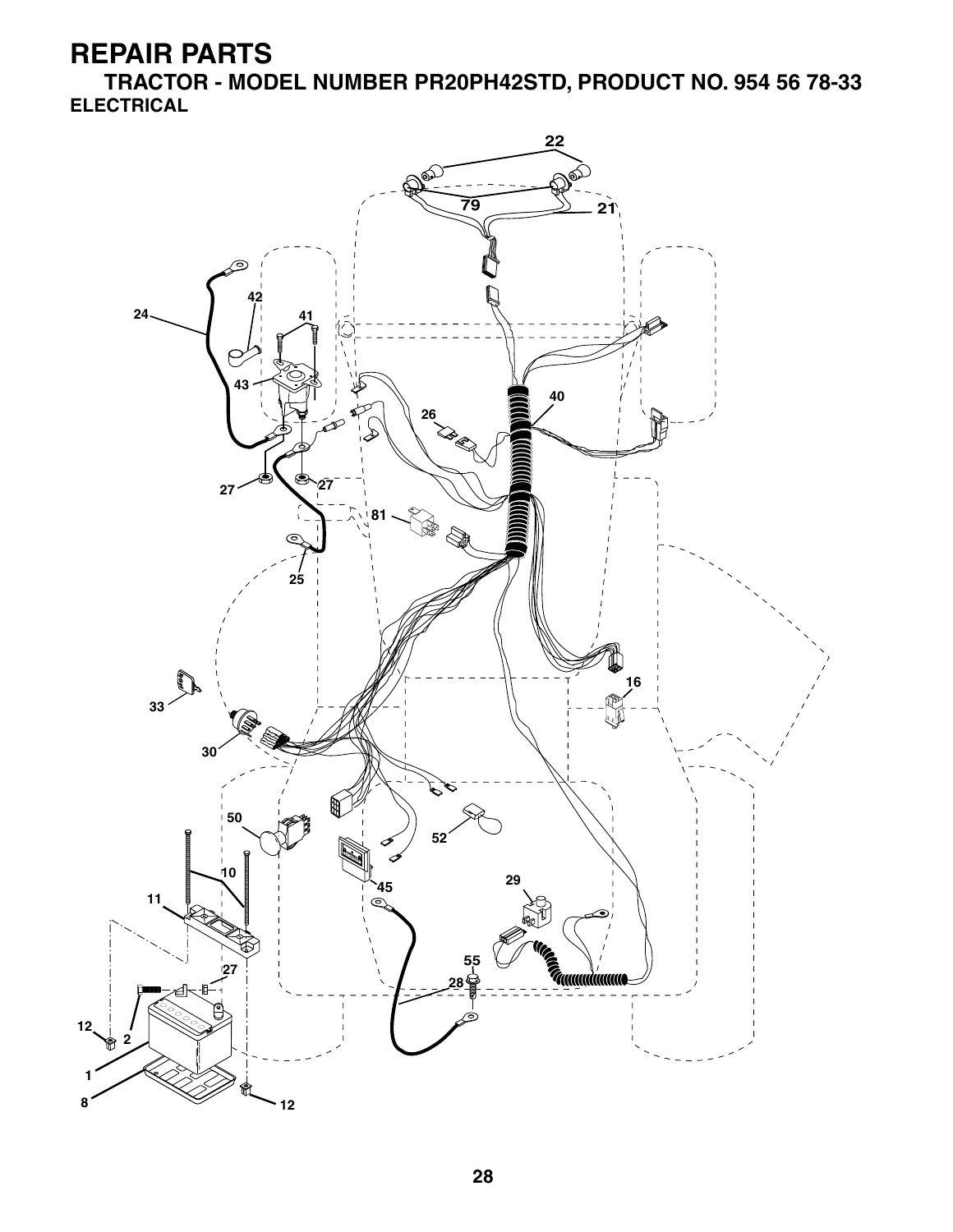# REPAIR PARTS

## TRACTOR - MODEL NUMBER PR20PH42STD, PRODUCT NO. 954 56 78-33

### ELECTRICAL

22, 79, 21, 24, 42, 41, 43, 40, 26, 27, 27, 81, 25, 16, 33, 30, 50, 52, 10, 45, 29, 11, 55, 27, 28, 12, 2, 1, 8, 12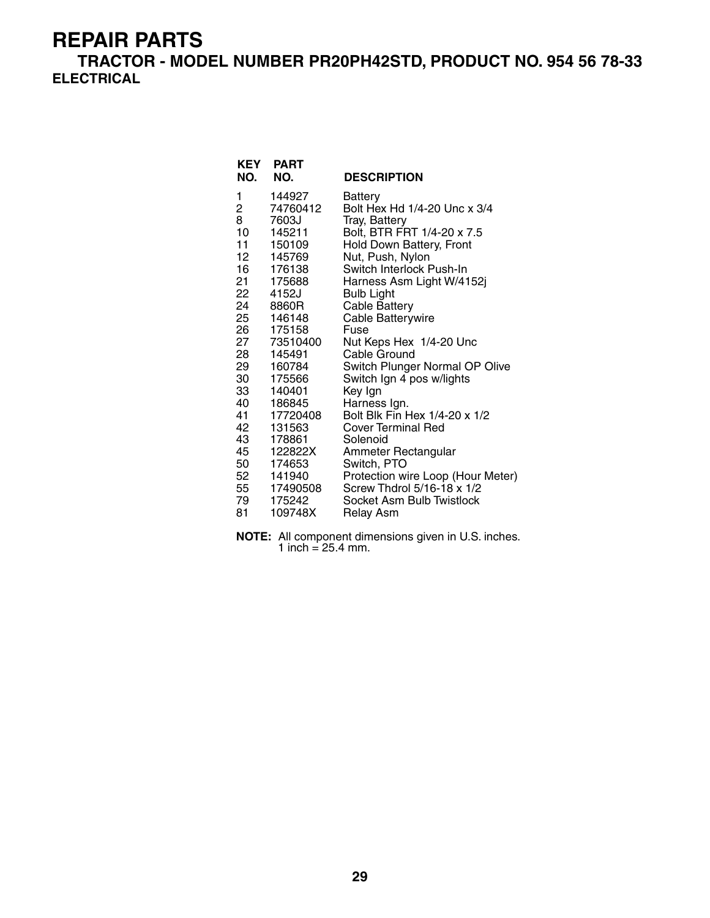# REPAIR PARTS

## TRACTOR - MODEL NUMBER PR20PH42STD, PRODUCT NO. 954 56 78-33

### ELECTRICAL

| KEY NO. | PART NO. | DESCRIPTION |
|---|---|---|
| 1 | 144927 | Battery |
| 2 | 74760412 | Bolt Hex Hd 1/4-20 Unc x 3/4 |
| 8 | 7603J | Tray, Battery |
| 10 | 145211 | Bolt, BTR FRT 1/4-20 x 7.5 |
| 11 | 150109 | Hold Down Battery, Front |
| 12 | 145769 | Nut, Push, Nylon |
| 16 | 176138 | Switch Interlock Push-In |
| 21 | 175688 | Harness Asm Light W/4152j |
| 22 | 4152J | Bulb Light |
| 24 | 8860R | Cable Battery |
| 25 | 146148 | Cable Batterywire |
| 26 | 175158 | Fuse |
| 27 | 73510400 | Nut Keps Hex 1/4-20 Unc |
| 28 | 145491 | Cable Ground |
| 29 | 160784 | Switch Plunger Normal OP Olive |
| 30 | 175566 | Switch Ign 4 pos w/lights |
| 33 | 140401 | Key Ign |
| 40 | 186845 | Harness Ign. |
| 41 | 17720408 | Bolt Blk Fin Hex 1/4-20 x 1/2 |
| 42 | 131563 | Cover Terminal Red |
| 43 | 178861 | Solenoid |
| 45 | 122822X | Ammeter Rectangular |
| 50 | 174653 | Switch, PTO |
| 52 | 141940 | Protection wire Loop (Hour Meter) |
| 55 | 17490508 | Screw Thdrol 5/16-18 x 1/2 |
| 79 | 175242 | Socket Asm Bulb Twistlock |
| 81 | 109748X | Relay Asm |

**NOTE:** All component dimensions given in U.S. inches.
1 inch = 25.4 mm.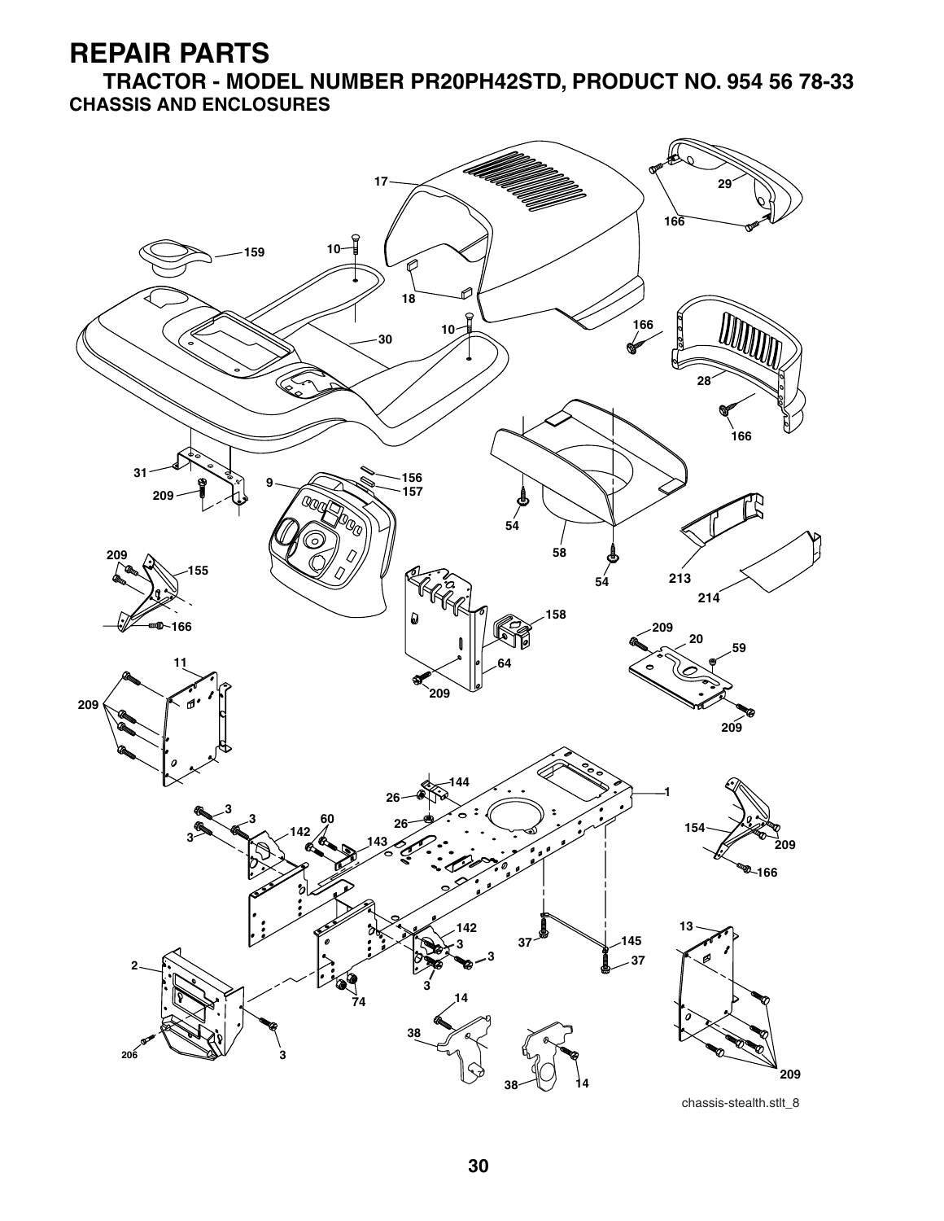# REPAIR PARTS

## TRACTOR - MODEL NUMBER PR20PH42STD, PRODUCT NO. 954 56 78-33

### CHASSIS AND ENCLOSURES

chassis-stealth.stlt_8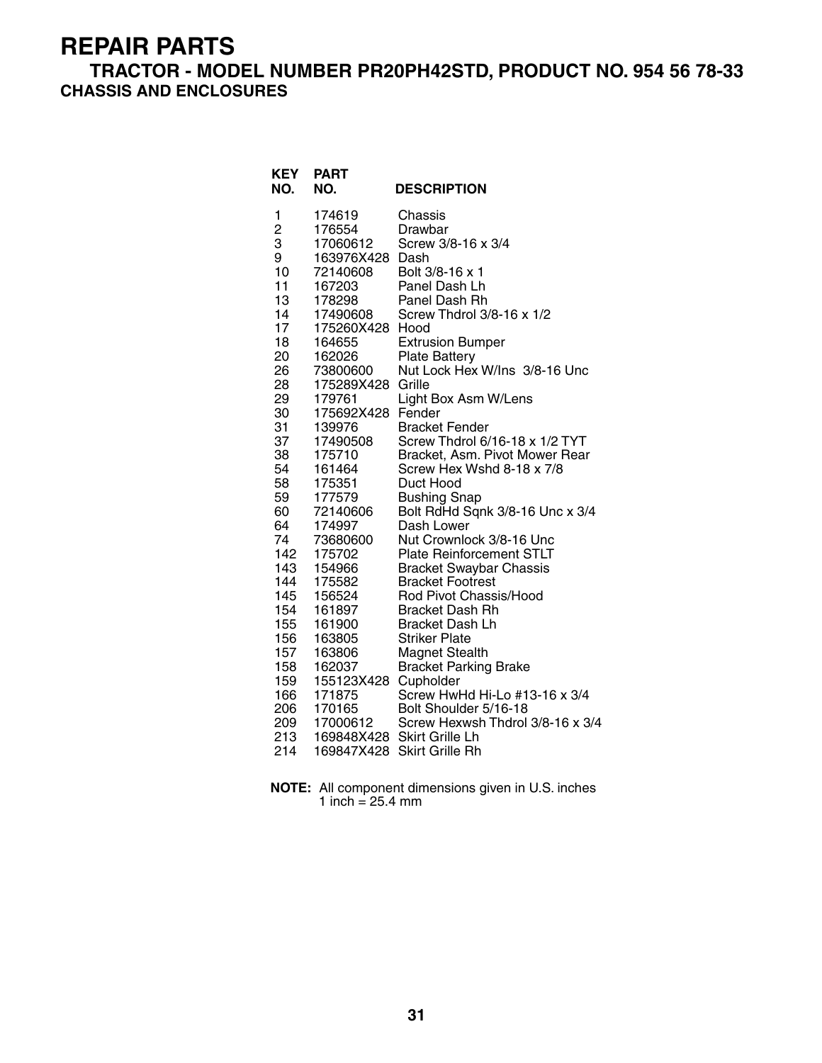# REPAIR PARTS

## TRACTOR - MODEL NUMBER PR20PH42STD, PRODUCT NO. 954 56 78-33

### CHASSIS AND ENCLOSURES

| KEY NO. | PART NO. | DESCRIPTION |
|---|---|---|
| 1 | 174619 | Chassis |
| 2 | 176554 | Drawbar |
| 3 | 17060612 | Screw 3/8-16 x 3/4 |
| 9 | 163976X428 | Dash |
| 10 | 72140608 | Bolt 3/8-16 x 1 |
| 11 | 167203 | Panel Dash Lh |
| 13 | 178298 | Panel Dash Rh |
| 14 | 17490608 | Screw Thdrol 3/8-16 x 1/2 |
| 17 | 175260X428 | Hood |
| 18 | 164655 | Extrusion Bumper |
| 20 | 162026 | Plate Battery |
| 26 | 73800600 | Nut Lock Hex W/Ins 3/8-16 Unc |
| 28 | 175289X428 | Grille |
| 29 | 179761 | Light Box Asm W/Lens |
| 30 | 175692X428 | Fender |
| 31 | 139976 | Bracket Fender |
| 37 | 17490508 | Screw Thdrol 6/16-18 x 1/2 TYT |
| 38 | 175710 | Bracket, Asm. Pivot Mower Rear |
| 54 | 161464 | Screw Hex Wshd 8-18 x 7/8 |
| 58 | 175351 | Duct Hood |
| 59 | 177579 | Bushing Snap |
| 60 | 72140606 | Bolt RdHd Sqnk 3/8-16 Unc x 3/4 |
| 64 | 174997 | Dash Lower |
| 74 | 73680600 | Nut Crownlock 3/8-16 Unc |
| 142 | 175702 | Plate Reinforcement STLT |
| 143 | 154966 | Bracket Swaybar Chassis |
| 144 | 175582 | Bracket Footrest |
| 145 | 156524 | Rod Pivot Chassis/Hood |
| 154 | 161897 | Bracket Dash Rh |
| 155 | 161900 | Bracket Dash Lh |
| 156 | 163805 | Striker Plate |
| 157 | 163806 | Magnet Stealth |
| 158 | 162037 | Bracket Parking Brake |
| 159 | 155123X428 | Cupholder |
| 166 | 171875 | Screw HwHd Hi-Lo #13-16 x 3/4 |
| 206 | 170165 | Bolt Shoulder 5/16-18 |
| 209 | 17000612 | Screw Hexwsh Thdrol 3/8-16 x 3/4 |
| 213 | 169848X428 | Skirt Grille Lh |
| 214 | 169847X428 | Skirt Grille Rh |

**NOTE:** All component dimensions given in U.S. inches
1 inch = 25.4 mm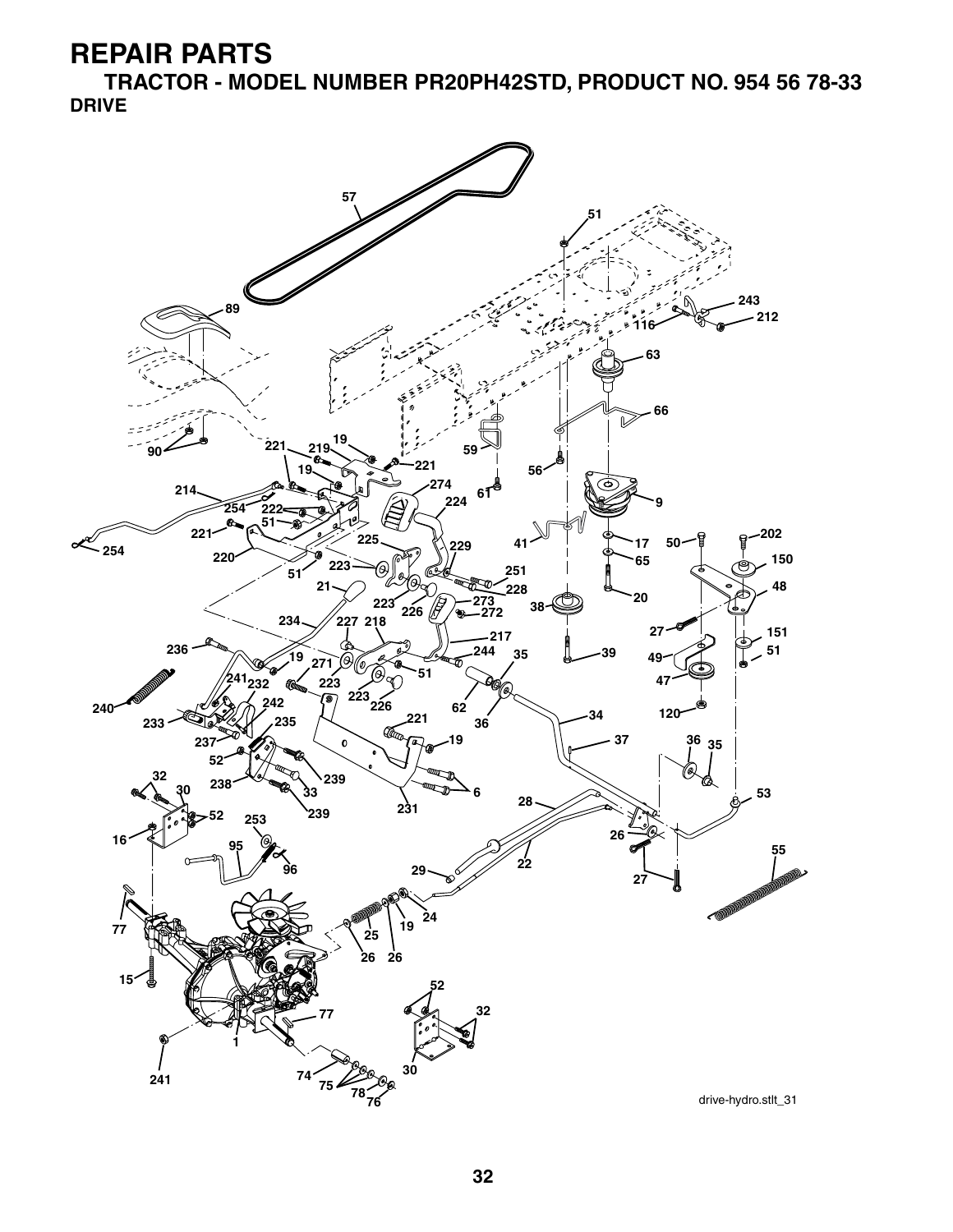# REPAIR PARTS

## TRACTOR - MODEL NUMBER PR20PH42STD, PRODUCT NO. 954 56 78-33

### DRIVE

drive-hydro.stlt_31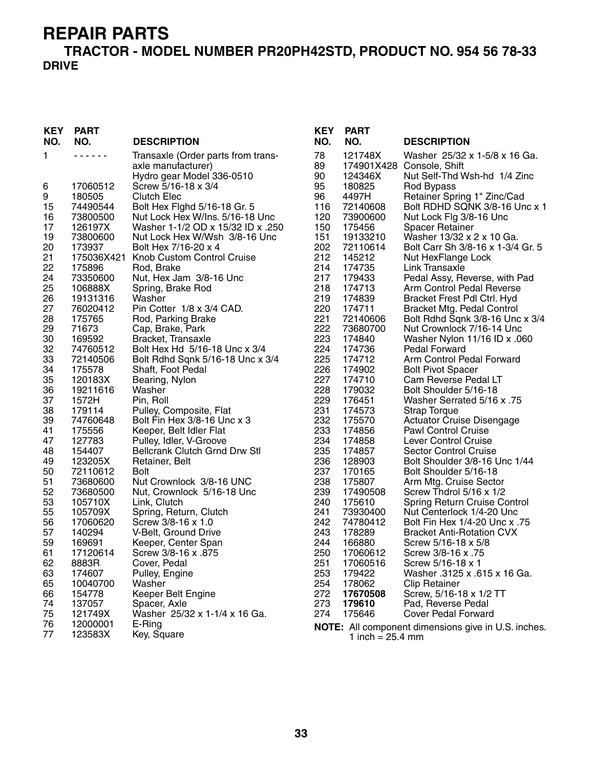# REPAIR PARTS

## TRACTOR - MODEL NUMBER PR20PH42STD, PRODUCT NO. 954 56 78-33

### DRIVE

| KEY NO. | PART NO. | DESCRIPTION |
|---|---|---|
| 1 | - - - - - - | Transaxle (Order parts from transaxle manufacturer) Hydro gear Model 336-0510 |
| 6 | 17060512 | Screw 5/16-18 x 3/4 |
| 9 | 180505 | Clutch Elec |
| 15 | 74490544 | Bolt Hex Flghd 5/16-18 Gr. 5 |
| 16 | 73800500 | Nut Lock Hex W/Ins. 5/16-18 Unc |
| 17 | 126197X | Washer 1-1/2 OD x 15/32 ID x .250 |
| 19 | 73800600 | Nut Lock Hex W/Wsh 3/8-16 Unc |
| 20 | 173937 | Bolt Hex 7/16-20 x 4 |
| 21 | 175036X421 | Knob Custom Control Cruise |
| 22 | 175896 | Rod, Brake |
| 24 | 73350600 | Nut, Hex Jam 3/8-16 Unc |
| 25 | 106888X | Spring, Brake Rod |
| 26 | 19131316 | Washer |
| 27 | 76020412 | Pin Cotter 1/8 x 3/4 CAD. |
| 28 | 175765 | Rod, Parking Brake |
| 29 | 71673 | Cap, Brake, Park |
| 30 | 169592 | Bracket, Transaxle |
| 32 | 74760512 | Bolt Hex Hd 5/16-18 Unc x 3/4 |
| 33 | 72140506 | Bolt Rdhd Sqnk 5/16-18 Unc x 3/4 |
| 34 | 175578 | Shaft, Foot Pedal |
| 35 | 120183X | Bearing, Nylon |
| 36 | 19211616 | Washer |
| 37 | 1572H | Pin, Roll |
| 38 | 179114 | Pulley, Composite, Flat |
| 39 | 74760648 | Bolt Fin Hex 3/8-16 Unc x 3 |
| 41 | 175556 | Keeper, Belt Idler Flat |
| 47 | 127783 | Pulley, Idler, V-Groove |
| 48 | 154407 | Bellcrank Clutch Grnd Drw Stl |
| 49 | 123205X | Retainer, Belt |
| 50 | 72110612 | Bolt |
| 51 | 73680600 | Nut Crownlock 3/8-16 UNC |
| 52 | 73680500 | Nut, Crownlock 5/16-18 Unc |
| 53 | 105710X | Link, Clutch |
| 55 | 105709X | Spring, Return, Clutch |
| 56 | 17060620 | Screw 3/8-16 x 1.0 |
| 57 | 140294 | V-Belt, Ground Drive |
| 59 | 169691 | Keeper, Center Span |
| 61 | 17120614 | Screw 3/8-16 x .875 |
| 62 | 8883R | Cover, Pedal |
| 63 | 174607 | Pulley, Engine |
| 65 | 10040700 | Washer |
| 66 | 154778 | Keeper Belt Engine |
| 74 | 137057 | Spacer, Axle |
| 75 | 121749X | Washer 25/32 x 1-1/4 x 16 Ga. |
| 76 | 12000001 | E-Ring |
| 77 | 123583X | Key, Square |
| 78 | 121748X | Washer 25/32 x 1-5/8 x 16 Ga. |
| 89 | 174901X428 | Console, Shift |
| 90 | 124346X | Nut Self-Thd Wsh-hd 1/4 Zinc |
| 95 | 180825 | Rod Bypass |
| 96 | 4497H | Retainer Spring 1" Zinc/Cad |
| 116 | 72140608 | Bolt RDHD SQNK 3/8-16 Unc x 1 |
| 120 | 73900600 | Nut Lock Flg 3/8-16 Unc |
| 150 | 175456 | Spacer Retainer |
| 151 | 19133210 | Washer 13/32 x 2 x 10 Ga. |
| 202 | 72110614 | Bolt Carr Sh 3/8-16 x 1-3/4 Gr. 5 |
| 212 | 145212 | Nut HexFlange Lock |
| 214 | 174735 | Link Transaxle |
| 217 | 179433 | Pedal Assy, Reverse, with Pad |
| 218 | 174713 | Arm Control Pedal Reverse |
| 219 | 174839 | Bracket Frest Pdl Ctrl. Hyd |
| 220 | 174711 | Bracket Mtg. Pedal Control |
| 221 | 72140606 | Bolt Rdhd Sqnk 3/8-16 Unc x 3/4 |
| 222 | 73680700 | Nut Crownlock 7/16-14 Unc |
| 223 | 174840 | Washer Nylon 11/16 ID x .060 |
| 224 | 174736 | Pedal Forward |
| 225 | 174712 | Arm Control Pedal Forward |
| 226 | 174902 | Bolt Pivot Spacer |
| 227 | 174710 | Cam Reverse Pedal LT |
| 228 | 179032 | Bolt Shoulder 5/16-18 |
| 229 | 176451 | Washer Serrated 5/16 x .75 |
| 231 | 174573 | Strap Torque |
| 232 | 175570 | Actuator Cruise Disengage |
| 233 | 174856 | Pawl Control Cruise |
| 234 | 174858 | Lever Control Cruise |
| 235 | 174857 | Sector Control Cruise |
| 236 | 128903 | Bolt Shoulder 3/8-16 Unc 1/44 |
| 237 | 170165 | Bolt Shoulder 5/16-18 |
| 238 | 175807 | Arm Mtg. Cruise Sector |
| 239 | 17490508 | Screw Thdrol 5/16 x 1/2 |
| 240 | 175610 | Spring Return Cruise Control |
| 241 | 73930400 | Nut Centerlock 1/4-20 Unc |
| 242 | 74780412 | Bolt Fin Hex 1/4-20 Unc x .75 |
| 243 | 178289 | Bracket Anti-Rotation CVX |
| 244 | 166880 | Screw 5/16-18 x 5/8 |
| 250 | 17060612 | Screw 3/8-16 x .75 |
| 251 | 17060516 | Screw 5/16-18 x 1 |
| 253 | 179422 | Washer .3125 x .615 x 16 Ga. |
| 254 | 178062 | Clip Retainer |
| 272 | **17670508** | Screw, 5/16-18 x 1/2 TT |
| 273 | **179610** | Pad, Reverse Pedal |
| 274 | 175646 | Cover Pedal Forward |

**NOTE:** All component dimensions give in U.S. inches. 1 inch = 25.4 mm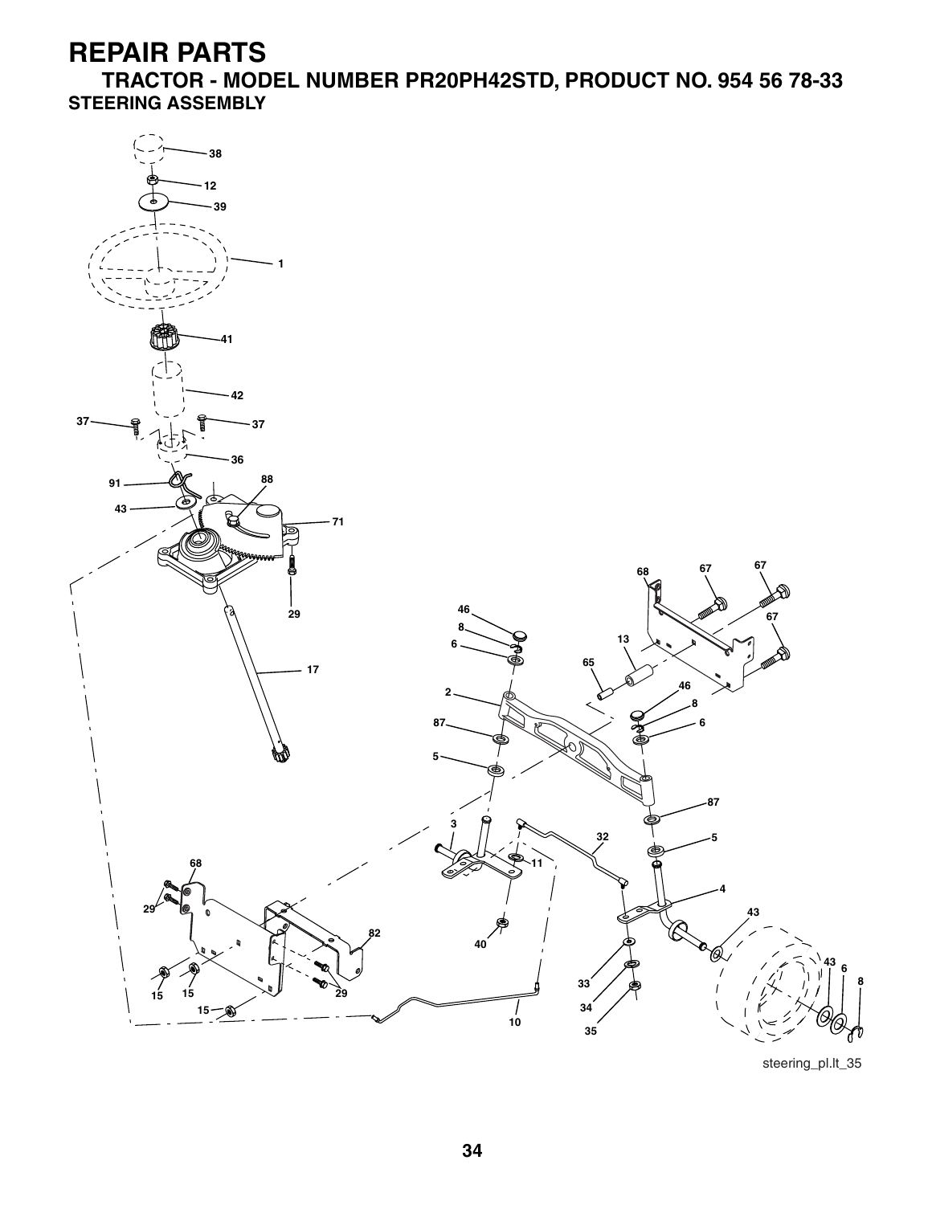# REPAIR PARTS

## TRACTOR - MODEL NUMBER PR20PH42STD, PRODUCT NO. 954 56 78-33

### STEERING ASSEMBLY

38
12
39
1
41
42
37
37
36
91
88
43
71
29
17
68
67
67
67
46
8
6
13
65
46
8
6
2
87
5
87
3
32
5
11
4
43
68
29
82
40
43
6
8
33
15
15
29
34
15
10
35

steering_pl.lt_35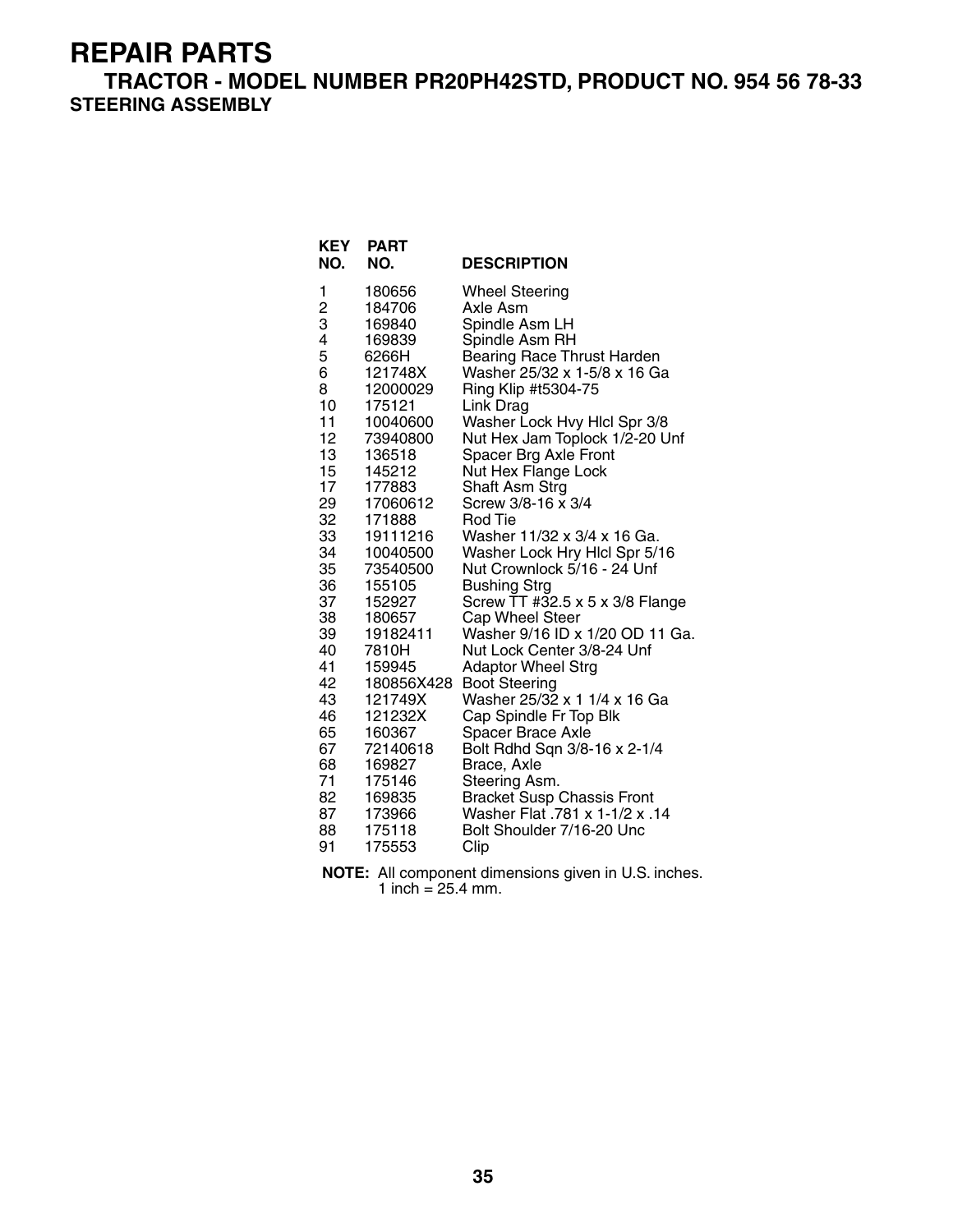# REPAIR PARTS

## TRACTOR - MODEL NUMBER PR20PH42STD, PRODUCT NO. 954 56 78-33

### STEERING ASSEMBLY

| KEY NO. | PART NO. | DESCRIPTION |
|---|---|---|
| 1 | 180656 | Wheel Steering |
| 2 | 184706 | Axle Asm |
| 3 | 169840 | Spindle Asm LH |
| 4 | 169839 | Spindle Asm RH |
| 5 | 6266H | Bearing Race Thrust Harden |
| 6 | 121748X | Washer 25/32 x 1-5/8 x 16 Ga |
| 8 | 12000029 | Ring Klip #t5304-75 |
| 10 | 175121 | Link Drag |
| 11 | 10040600 | Washer Lock Hvy Hlcl Spr 3/8 |
| 12 | 73940800 | Nut Hex Jam Toplock 1/2-20 Unf |
| 13 | 136518 | Spacer Brg Axle Front |
| 15 | 145212 | Nut Hex Flange Lock |
| 17 | 177883 | Shaft Asm Strg |
| 29 | 17060612 | Screw 3/8-16 x 3/4 |
| 32 | 171888 | Rod Tie |
| 33 | 19111216 | Washer 11/32 x 3/4 x 16 Ga. |
| 34 | 10040500 | Washer Lock Hry Hlcl Spr 5/16 |
| 35 | 73540500 | Nut Crownlock 5/16 - 24 Unf |
| 36 | 155105 | Bushing Strg |
| 37 | 152927 | Screw TT #32.5 x 5 x 3/8 Flange |
| 38 | 180657 | Cap Wheel Steer |
| 39 | 19182411 | Washer 9/16 ID x 1/20 OD 11 Ga. |
| 40 | 7810H | Nut Lock Center 3/8-24 Unf |
| 41 | 159945 | Adaptor Wheel Strg |
| 42 | 180856X428 | Boot Steering |
| 43 | 121749X | Washer 25/32 x 1 1/4 x 16 Ga |
| 46 | 121232X | Cap Spindle Fr Top Blk |
| 65 | 160367 | Spacer Brace Axle |
| 67 | 72140618 | Bolt Rdhd Sqn 3/8-16 x 2-1/4 |
| 68 | 169827 | Brace, Axle |
| 71 | 175146 | Steering Asm. |
| 82 | 169835 | Bracket Susp Chassis Front |
| 87 | 173966 | Washer Flat .781 x 1-1/2 x .14 |
| 88 | 175118 | Bolt Shoulder 7/16-20 Unc |
| 91 | 175553 | Clip |

**NOTE:** All component dimensions given in U.S. inches.
1 inch = 25.4 mm.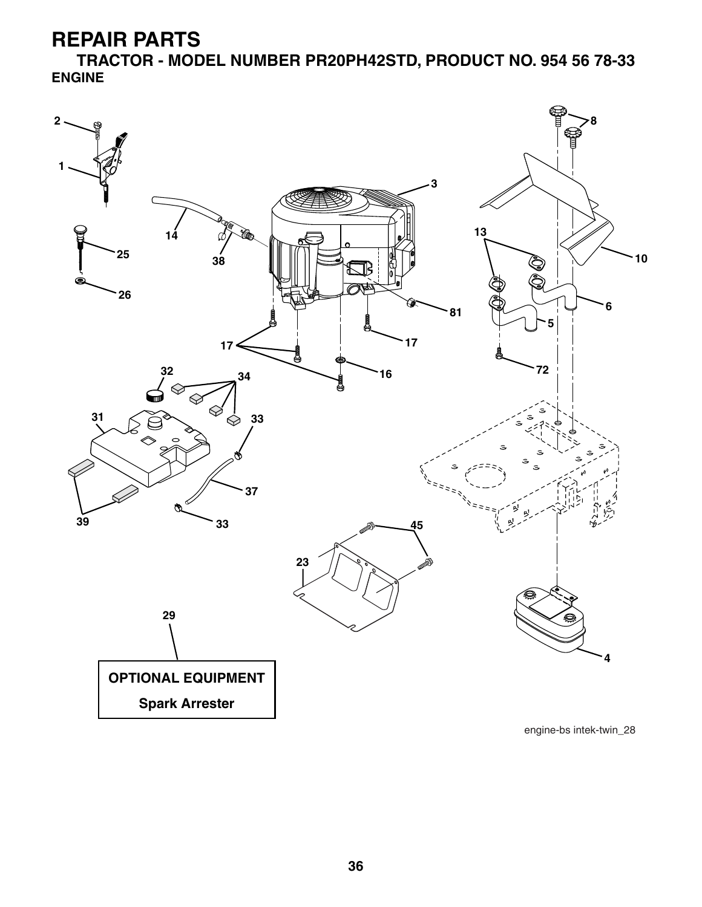# REPAIR PARTS

## TRACTOR - MODEL NUMBER PR20PH42STD, PRODUCT NO. 954 56 78-33

### ENGINE

OPTIONAL EQUIPMENT

Spark Arrester

engine-bs intek-twin_28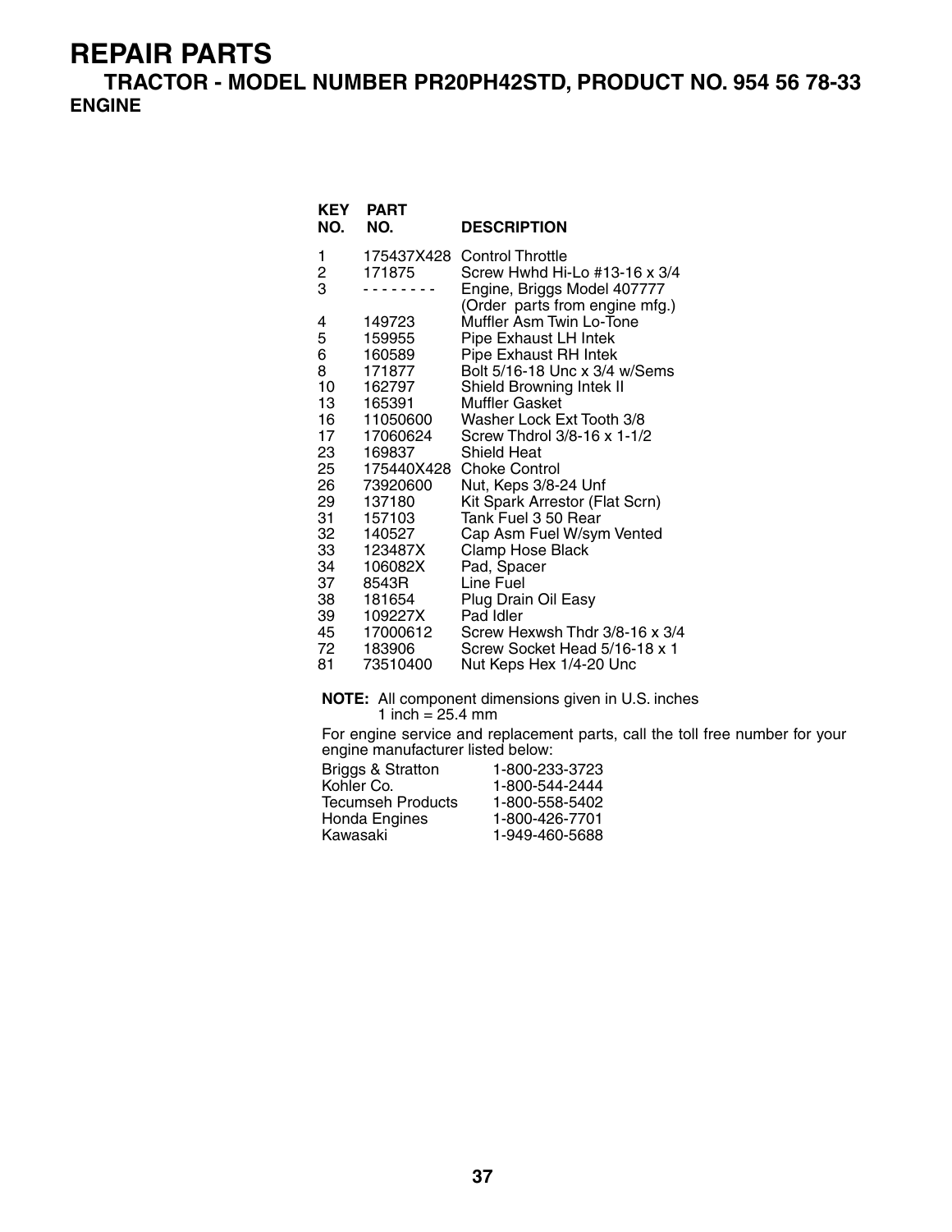# REPAIR PARTS

## TRACTOR - MODEL NUMBER PR20PH42STD, PRODUCT NO. 954 56 78-33

### ENGINE

| KEY NO. | PART NO. | DESCRIPTION |
|---|---|---|
| 1 | 175437X428 | Control Throttle |
| 2 | 171875 | Screw Hwhd Hi-Lo #13-16 x 3/4 |
| 3 | - - - - - - - - | Engine, Briggs Model 407777 (Order parts from engine mfg.) |
| 4 | 149723 | Muffler Asm Twin Lo-Tone |
| 5 | 159955 | Pipe Exhaust LH Intek |
| 6 | 160589 | Pipe Exhaust RH Intek |
| 8 | 171877 | Bolt 5/16-18 Unc x 3/4 w/Sems |
| 10 | 162797 | Shield Browning Intek II |
| 13 | 165391 | Muffler Gasket |
| 16 | 11050600 | Washer Lock Ext Tooth 3/8 |
| 17 | 17060624 | Screw Thdrol 3/8-16 x 1-1/2 |
| 23 | 169837 | Shield Heat |
| 25 | 175440X428 | Choke Control |
| 26 | 73920600 | Nut, Keps 3/8-24 Unf |
| 29 | 137180 | Kit Spark Arrestor (Flat Scrn) |
| 31 | 157103 | Tank Fuel 3 50 Rear |
| 32 | 140527 | Cap Asm Fuel W/sym Vented |
| 33 | 123487X | Clamp Hose Black |
| 34 | 106082X | Pad, Spacer |
| 37 | 8543R | Line Fuel |
| 38 | 181654 | Plug Drain Oil Easy |
| 39 | 109227X | Pad Idler |
| 45 | 17000612 | Screw Hexwsh Thdr 3/8-16 x 3/4 |
| 72 | 183906 | Screw Socket Head 5/16-18 x 1 |
| 81 | 73510400 | Nut Keps Hex 1/4-20 Unc |

**NOTE:** All component dimensions given in U.S. inches
1 inch = 25.4 mm

For engine service and replacement parts, call the toll free number for your engine manufacturer listed below:

| | |
|---|---|
| Briggs & Stratton | 1-800-233-3723 |
| Kohler Co. | 1-800-544-2444 |
| Tecumseh Products | 1-800-558-5402 |
| Honda Engines | 1-800-426-7701 |
| Kawasaki | 1-949-460-5688 |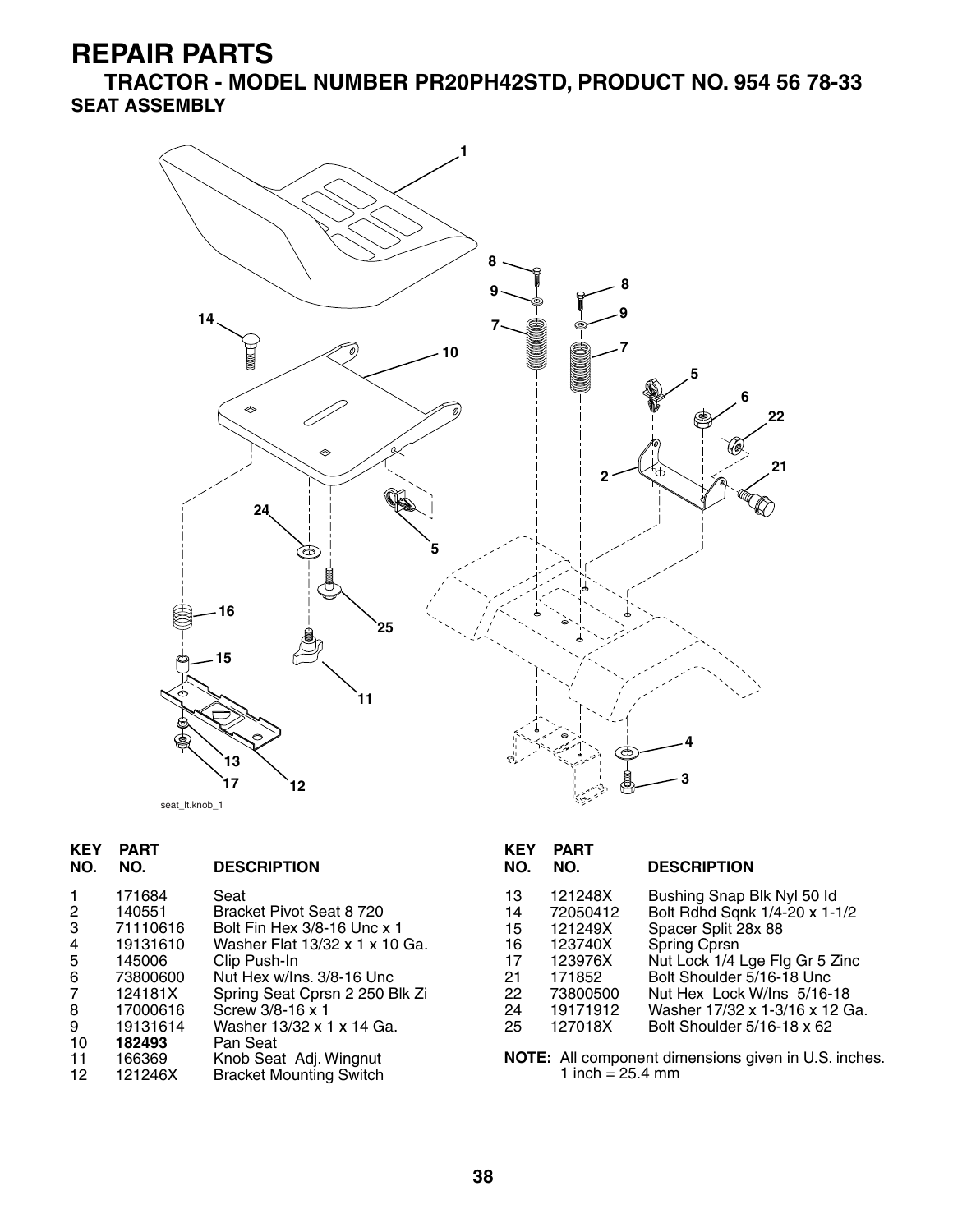# REPAIR PARTS

## TRACTOR - MODEL NUMBER PR20PH42STD, PRODUCT NO. 954 56 78-33

### SEAT ASSEMBLY

| KEY NO. | PART NO. | DESCRIPTION |
|---|---|---|
| 1 | 171684 | Seat |
| 2 | 140551 | Bracket Pivot Seat 8 720 |
| 3 | 71110616 | Bolt Fin Hex 3/8-16 Unc x 1 |
| 4 | 19131610 | Washer Flat 13/32 x 1 x 10 Ga. |
| 5 | 145006 | Clip Push-In |
| 6 | 73800600 | Nut Hex w/Ins. 3/8-16 Unc |
| 7 | 124181X | Spring Seat Cprsn 2 250 Blk Zi |
| 8 | 17000616 | Screw 3/8-16 x 1 |
| 9 | 19131614 | Washer 13/32 x 1 x 14 Ga. |
| 10 | **182493** | Pan Seat |
| 11 | 166369 | Knob Seat Adj. Wingnut |
| 12 | 121246X | Bracket Mounting Switch |
| 13 | 121248X | Bushing Snap Blk Nyl 50 Id |
| 14 | 72050412 | Bolt Rdhd Sqnk 1/4-20 x 1-1/2 |
| 15 | 121249X | Spacer Split 28x 88 |
| 16 | 123740X | Spring Cprsn |
| 17 | 123976X | Nut Lock 1/4 Lge Flg Gr 5 Zinc |
| 21 | 171852 | Bolt Shoulder 5/16-18 Unc |
| 22 | 73800500 | Nut Hex Lock W/Ins 5/16-18 |
| 24 | 19171912 | Washer 17/32 x 1-3/16 x 12 Ga. |
| 25 | 127018X | Bolt Shoulder 5/16-18 x 62 |

**NOTE:** All component dimensions given in U.S. inches.
1 inch = 25.4 mm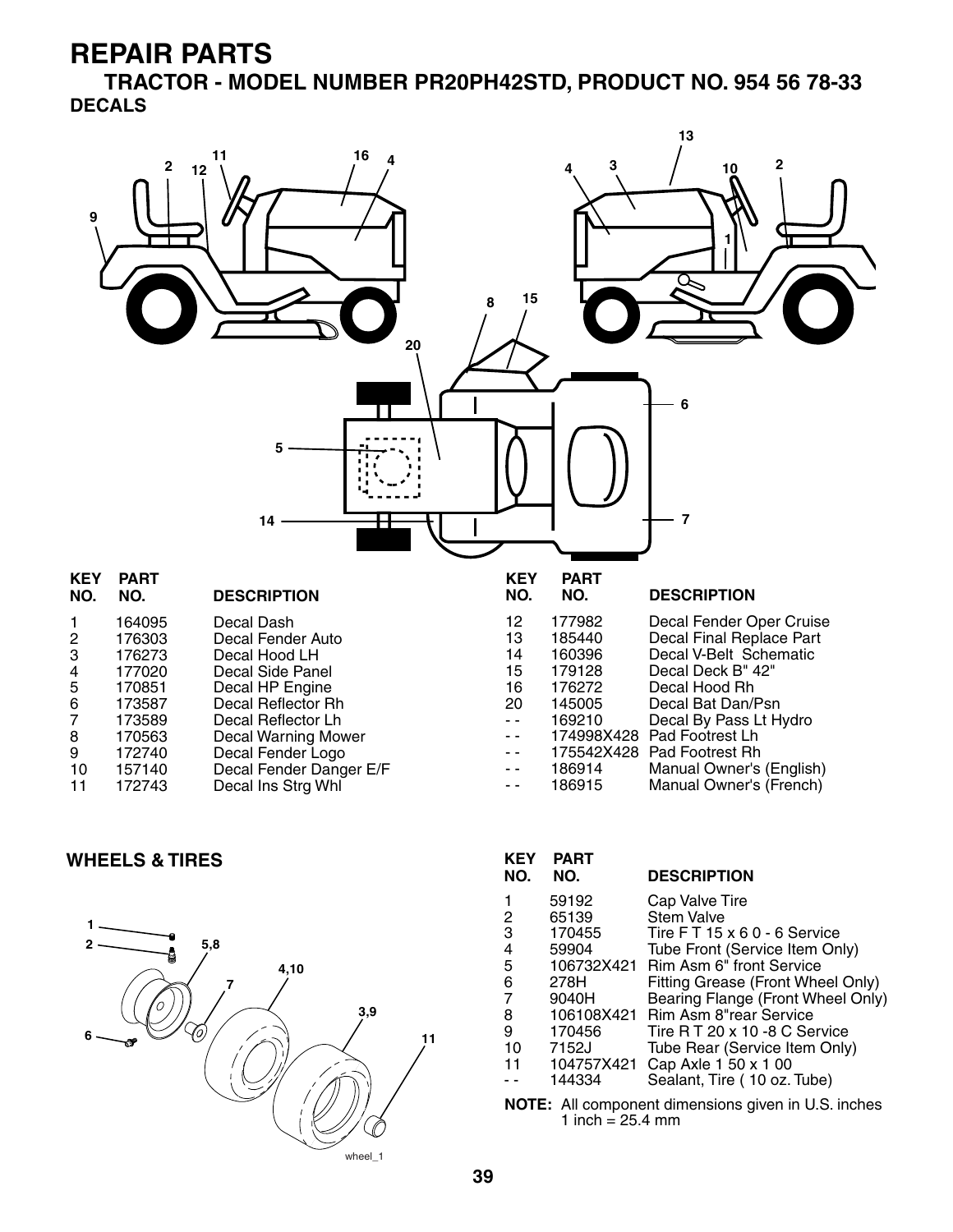# REPAIR PARTS

## TRACTOR - MODEL NUMBER PR20PH42STD, PRODUCT NO. 954 56 78-33

### DECALS

| KEY NO. | PART NO. | DESCRIPTION |
|---|---|---|
| 1 | 164095 | Decal Dash |
| 2 | 176303 | Decal Fender Auto |
| 3 | 176273 | Decal Hood LH |
| 4 | 177020 | Decal Side Panel |
| 5 | 170851 | Decal HP Engine |
| 6 | 173587 | Decal Reflector Rh |
| 7 | 173589 | Decal Reflector Lh |
| 8 | 170563 | Decal Warning Mower |
| 9 | 172740 | Decal Fender Logo |
| 10 | 157140 | Decal Fender Danger E/F |
| 11 | 172743 | Decal Ins Strg Whl |
| 12 | 177982 | Decal Fender Oper Cruise |
| 13 | 185440 | Decal Final Replace Part |
| 14 | 160396 | Decal V-Belt Schematic |
| 15 | 179128 | Decal Deck B" 42" |
| 16 | 176272 | Decal Hood Rh |
| 20 | 145005 | Decal Bat Dan/Psn |
| - - | 169210 | Decal By Pass Lt Hydro |
| - - | 174998X428 | Pad Footrest Lh |
| - - | 175542X428 | Pad Footrest Rh |
| - - | 186914 | Manual Owner's (English) |
| - - | 186915 | Manual Owner's (French) |

### WHEELS & TIRES

| KEY NO. | PART NO. | DESCRIPTION |
|---|---|---|
| 1 | 59192 | Cap Valve Tire |
| 2 | 65139 | Stem Valve |
| 3 | 170455 | Tire F T 15 x 6 0 - 6 Service |
| 4 | 59904 | Tube Front (Service Item Only) |
| 5 | 106732X421 | Rim Asm 6" front Service |
| 6 | 278H | Fitting Grease (Front Wheel Only) |
| 7 | 9040H | Bearing Flange (Front Wheel Only) |
| 8 | 106108X421 | Rim Asm 8"rear Service |
| 9 | 170456 | Tire R T 20 x 10 -8 C Service |
| 10 | 7152J | Tube Rear (Service Item Only) |
| 11 | 104757X421 | Cap Axle 1 50 x 1 00 |
| - - | 144334 | Sealant, Tire ( 10 oz. Tube) |

**NOTE:** All component dimensions given in U.S. inches
1 inch = 25.4 mm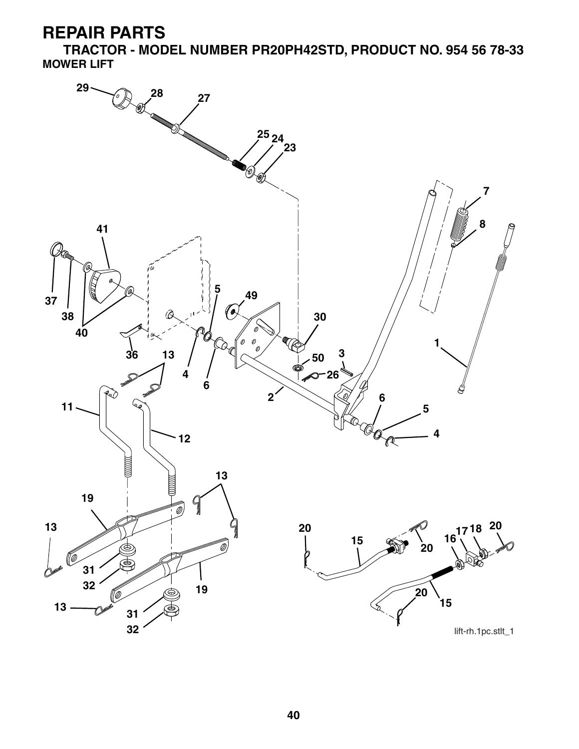# REPAIR PARTS

## TRACTOR - MODEL NUMBER PR20PH42STD, PRODUCT NO. 954 56 78-33

### MOWER LIFT

lift-rh.1pc.stlt_1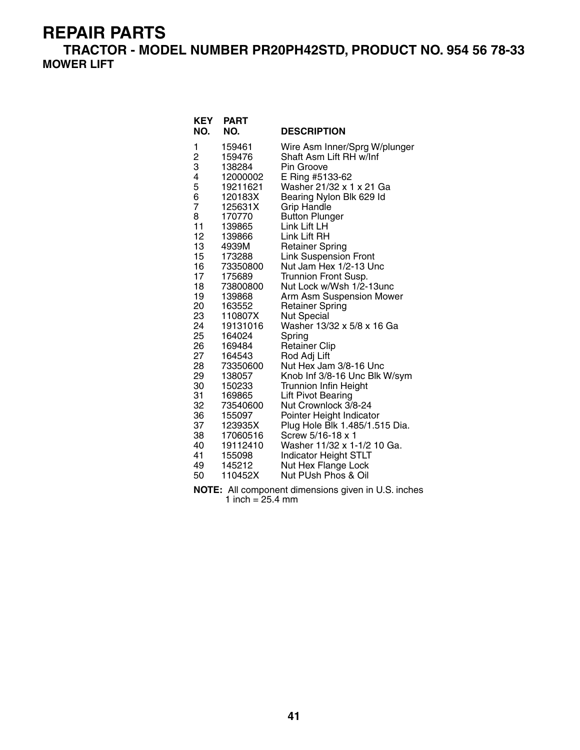# REPAIR PARTS

## TRACTOR - MODEL NUMBER PR20PH42STD, PRODUCT NO. 954 56 78-33

### MOWER LIFT

| KEY NO. | PART NO. | DESCRIPTION |
|---|---|---|
| 1 | 159461 | Wire Asm Inner/Sprg W/plunger |
| 2 | 159476 | Shaft Asm Lift RH w/Inf |
| 3 | 138284 | Pin Groove |
| 4 | 12000002 | E Ring #5133-62 |
| 5 | 19211621 | Washer 21/32 x 1 x 21 Ga |
| 6 | 120183X | Bearing Nylon Blk 629 Id |
| 7 | 125631X | Grip Handle |
| 8 | 170770 | Button Plunger |
| 11 | 139865 | Link Lift LH |
| 12 | 139866 | Link Lift RH |
| 13 | 4939M | Retainer Spring |
| 15 | 173288 | Link Suspension Front |
| 16 | 73350800 | Nut Jam Hex 1/2-13 Unc |
| 17 | 175689 | Trunnion Front Susp. |
| 18 | 73800800 | Nut Lock w/Wsh 1/2-13unc |
| 19 | 139868 | Arm Asm Suspension Mower |
| 20 | 163552 | Retainer Spring |
| 23 | 110807X | Nut Special |
| 24 | 19131016 | Washer 13/32 x 5/8 x 16 Ga |
| 25 | 164024 | Spring |
| 26 | 169484 | Retainer Clip |
| 27 | 164543 | Rod Adj Lift |
| 28 | 73350600 | Nut Hex Jam 3/8-16 Unc |
| 29 | 138057 | Knob Inf 3/8-16 Unc Blk W/sym |
| 30 | 150233 | Trunnion Infin Height |
| 31 | 169865 | Lift Pivot Bearing |
| 32 | 73540600 | Nut Crownlock 3/8-24 |
| 36 | 155097 | Pointer Height Indicator |
| 37 | 123935X | Plug Hole Blk 1.485/1.515 Dia. |
| 38 | 17060516 | Screw 5/16-18 x 1 |
| 40 | 19112410 | Washer 11/32 x 1-1/2 10 Ga. |
| 41 | 155098 | Indicator Height STLT |
| 49 | 145212 | Nut Hex Flange Lock |
| 50 | 110452X | Nut PUsh Phos & Oil |

**NOTE:** All component dimensions given in U.S. inches
1 inch = 25.4 mm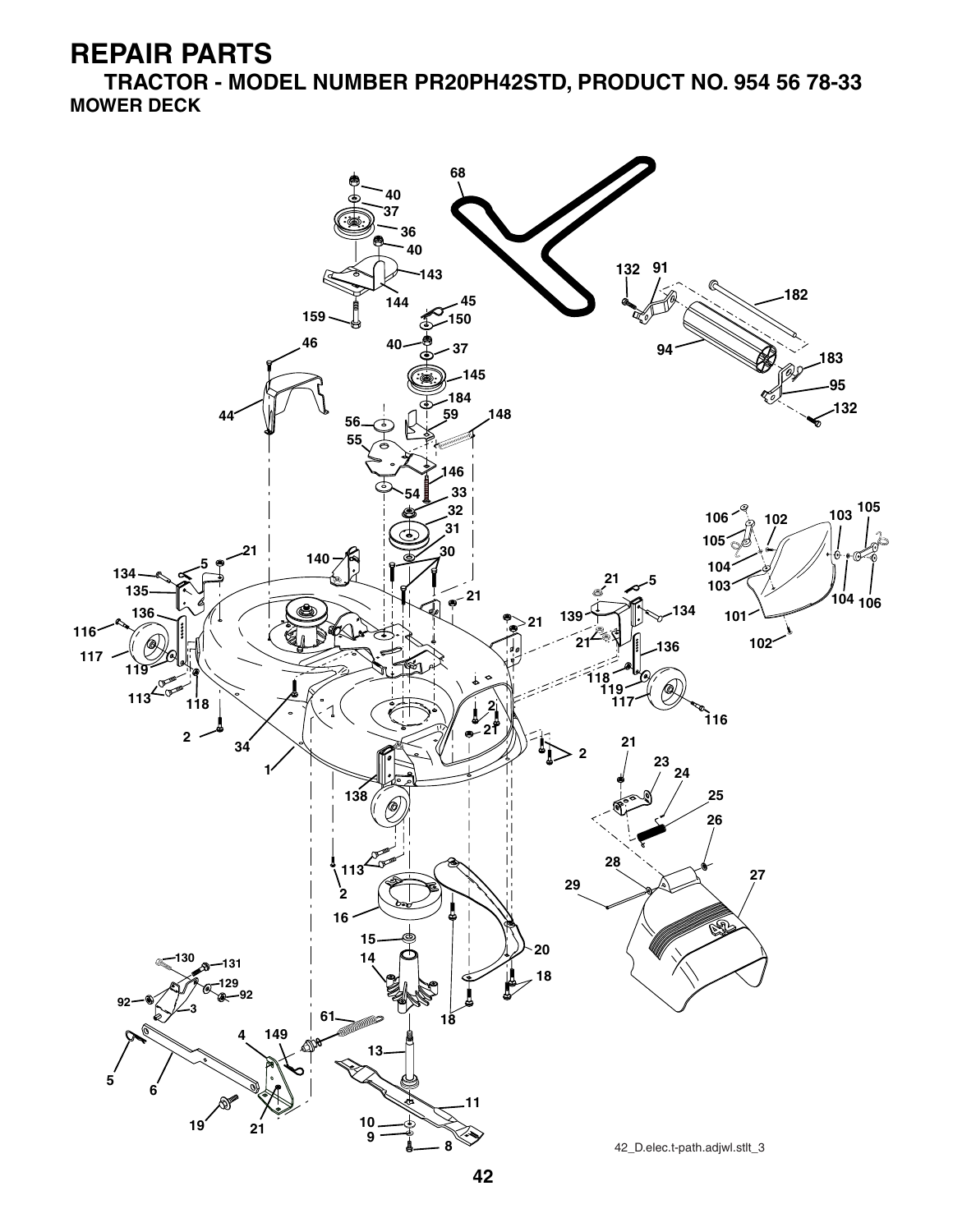# REPAIR PARTS

## TRACTOR - MODEL NUMBER PR20PH42STD, PRODUCT NO. 954 56 78-33

### MOWER DECK

42_D.elec.t-path.adjwl.stlt_3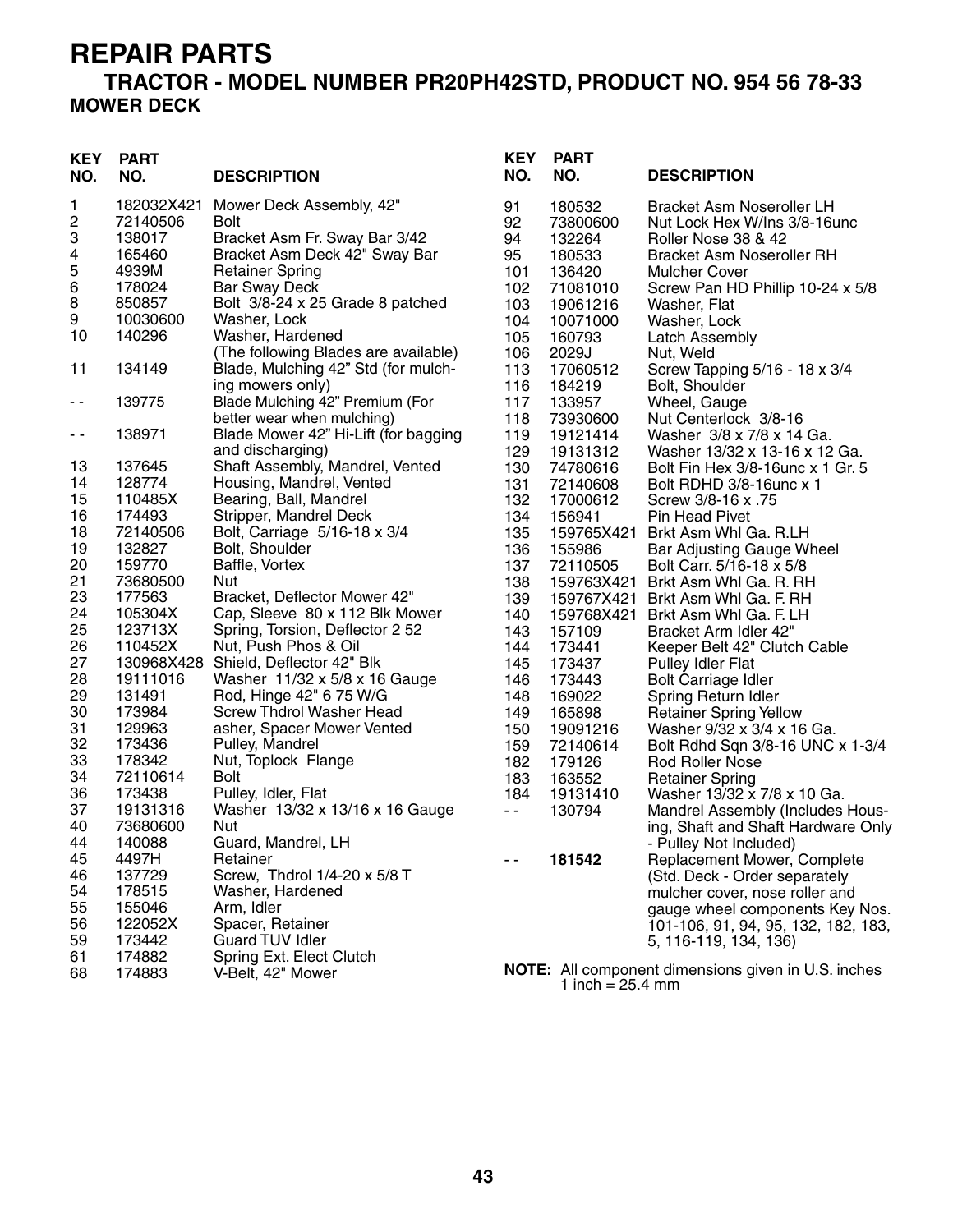# REPAIR PARTS

## TRACTOR - MODEL NUMBER PR20PH42STD, PRODUCT NO. 954 56 78-33

### MOWER DECK

| KEY NO. | PART NO. | DESCRIPTION |
|---|---|---|
| 1 | 182032X421 | Mower Deck Assembly, 42" |
| 2 | 72140506 | Bolt |
| 3 | 138017 | Bracket Asm Fr. Sway Bar 3/42 |
| 4 | 165460 | Bracket Asm Deck 42" Sway Bar |
| 5 | 4939M | Retainer Spring |
| 6 | 178024 | Bar Sway Deck |
| 8 | 850857 | Bolt 3/8-24 x 25 Grade 8 patched |
| 9 | 10030600 | Washer, Lock |
| 10 | 140296 | Washer, Hardened |
| | | (The following Blades are available) |
| 11 | 134149 | Blade, Mulching 42" Std (for mulching mowers only) |
| - - | 139775 | Blade Mulching 42" Premium (For better wear when mulching) |
| - - | 138971 | Blade Mower 42" Hi-Lift (for bagging and discharging) |
| 13 | 137645 | Shaft Assembly, Mandrel, Vented |
| 14 | 128774 | Housing, Mandrel, Vented |
| 15 | 110485X | Bearing, Ball, Mandrel |
| 16 | 174493 | Stripper, Mandrel Deck |
| 18 | 72140506 | Bolt, Carriage 5/16-18 x 3/4 |
| 19 | 132827 | Bolt, Shoulder |
| 20 | 159770 | Baffle, Vortex |
| 21 | 73680500 | Nut |
| 23 | 177563 | Bracket, Deflector Mower 42" |
| 24 | 105304X | Cap, Sleeve 80 x 112 Blk Mower |
| 25 | 123713X | Spring, Torsion, Deflector 2 52 |
| 26 | 110452X | Nut, Push Phos & Oil |
| 27 | 130968X428 | Shield, Deflector 42" Blk |
| 28 | 19111016 | Washer 11/32 x 5/8 x 16 Gauge |
| 29 | 131491 | Rod, Hinge 42" 6 75 W/G |
| 30 | 173984 | Screw Thdrol Washer Head |
| 31 | 129963 | asher, Spacer Mower Vented |
| 32 | 173436 | Pulley, Mandrel |
| 33 | 178342 | Nut, Toplock Flange |
| 34 | 72110614 | Bolt |
| 36 | 173438 | Pulley, Idler, Flat |
| 37 | 19131316 | Washer 13/32 x 13/16 x 16 Gauge |
| 40 | 73680600 | Nut |
| 44 | 140088 | Guard, Mandrel, LH |
| 45 | 4497H | Retainer |
| 46 | 137729 | Screw, Thdrol 1/4-20 x 5/8 T |
| 54 | 178515 | Washer, Hardened |
| 55 | 155046 | Arm, Idler |
| 56 | 122052X | Spacer, Retainer |
| 59 | 173442 | Guard TUV Idler |
| 61 | 174882 | Spring Ext. Elect Clutch |
| 68 | 174883 | V-Belt, 42" Mower |
| 91 | 180532 | Bracket Asm Noseroller LH |
| 92 | 73800600 | Nut Lock Hex W/Ins 3/8-16unc |
| 94 | 132264 | Roller Nose 38 & 42 |
| 95 | 180533 | Bracket Asm Noseroller RH |
| 101 | 136420 | Mulcher Cover |
| 102 | 71081010 | Screw Pan HD Phillip 10-24 x 5/8 |
| 103 | 19061216 | Washer, Flat |
| 104 | 10071000 | Washer, Lock |
| 105 | 160793 | Latch Assembly |
| 106 | 2029J | Nut, Weld |
| 113 | 17060512 | Screw Tapping 5/16 - 18 x 3/4 |
| 116 | 184219 | Bolt, Shoulder |
| 117 | 133957 | Wheel, Gauge |
| 118 | 73930600 | Nut Centerlock 3/8-16 |
| 119 | 19121414 | Washer 3/8 x 7/8 x 14 Ga. |
| 129 | 19131312 | Washer 13/32 x 13-16 x 12 Ga. |
| 130 | 74780616 | Bolt Fin Hex 3/8-16unc x 1 Gr. 5 |
| 131 | 72140608 | Bolt RDHD 3/8-16unc x 1 |
| 132 | 17000612 | Screw 3/8-16 x .75 |
| 134 | 156941 | Pin Head Pivet |
| 135 | 159765X421 | Brkt Asm Whl Ga. R.LH |
| 136 | 155986 | Bar Adjusting Gauge Wheel |
| 137 | 72110505 | Bolt Carr. 5/16-18 x 5/8 |
| 138 | 159763X421 | Brkt Asm Whl Ga. R. RH |
| 139 | 159767X421 | Brkt Asm Whl Ga. F. RH |
| 140 | 159768X421 | Brkt Asm Whl Ga. F. LH |
| 143 | 157109 | Bracket Arm Idler 42" |
| 144 | 173441 | Keeper Belt 42" Clutch Cable |
| 145 | 173437 | Pulley Idler Flat |
| 146 | 173443 | Bolt Carriage Idler |
| 148 | 169022 | Spring Return Idler |
| 149 | 165898 | Retainer Spring Yellow |
| 150 | 19091216 | Washer 9/32 x 3/4 x 16 Ga. |
| 159 | 72140614 | Bolt Rdhd Sqn 3/8-16 UNC x 1-3/4 |
| 182 | 179126 | Rod Roller Nose |
| 183 | 163552 | Retainer Spring |
| 184 | 19131410 | Washer 13/32 x 7/8 x 10 Ga. |
| - - | 130794 | Mandrel Assembly (Includes Housing, Shaft and Shaft Hardware Only - Pulley Not Included) |
| - - | **181542** | Replacement Mower, Complete (Std. Deck - Order separately mulcher cover, nose roller and gauge wheel components Key Nos. 101-106, 91, 94, 95, 132, 182, 183, 5, 116-119, 134, 136) |

**NOTE:** All component dimensions given in U.S. inches
1 inch = 25.4 mm